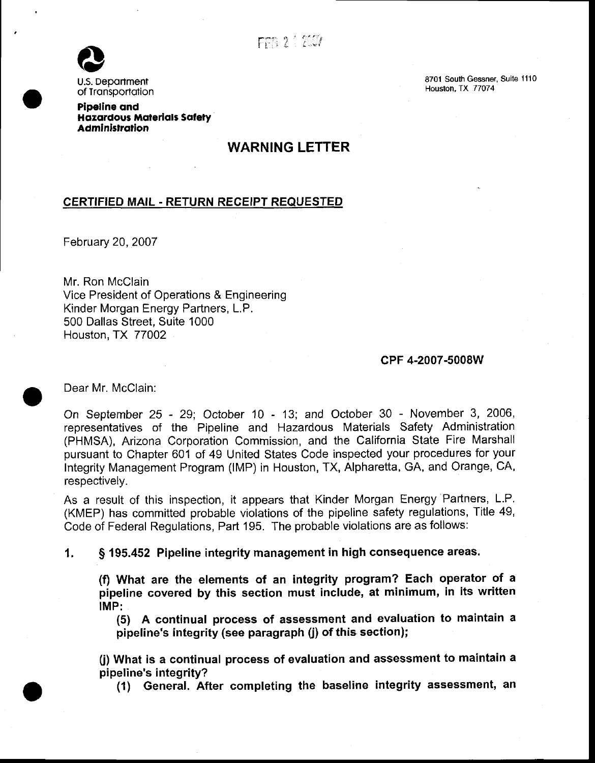FEB 2 1 2007

U.S. Department of Transportation

**Pipeline and Hazardous Materials Safety Administration**

8701 South Gessner, Suite 1110
Houston, TX 77074

## WARNING LETTER

**CERTIFIED MAIL - RETURN RECEIPT REQUESTED**

February 20, 2007

Mr. Ron McClain
Vice President of Operations & Engineering
Kinder Morgan Energy Partners, L.P.
500 Dallas Street, Suite 1000
Houston, TX 77002

**CPF 4-2007-5008W**

Dear Mr. McClain:

On September 25 - 29; October 10 - 13; and October 30 - November 3, 2006, representatives of the Pipeline and Hazardous Materials Safety Administration (PHMSA), Arizona Corporation Commission, and the California State Fire Marshall pursuant to Chapter 601 of 49 United States Code inspected your procedures for your Integrity Management Program (IMP) in Houston, TX, Alpharetta, GA, and Orange, CA, respectively.

As a result of this inspection, it appears that Kinder Morgan Energy Partners, L.P. (KMEP) has committed probable violations of the pipeline safety regulations, Title 49, Code of Federal Regulations, Part 195. The probable violations are as follows:

1. **§ 195.452 Pipeline integrity management in high consequence areas.**

   **(f) What are the elements of an integrity program? Each operator of a pipeline covered by this section must include, at minimum, in its written IMP:**

   **(5) A continual process of assessment and evaluation to maintain a pipeline's integrity (see paragraph (j) of this section);**

   **(j) What is a continual process of evaluation and assessment to maintain a pipeline's integrity?**

   **(1) General. After completing the baseline integrity assessment, an**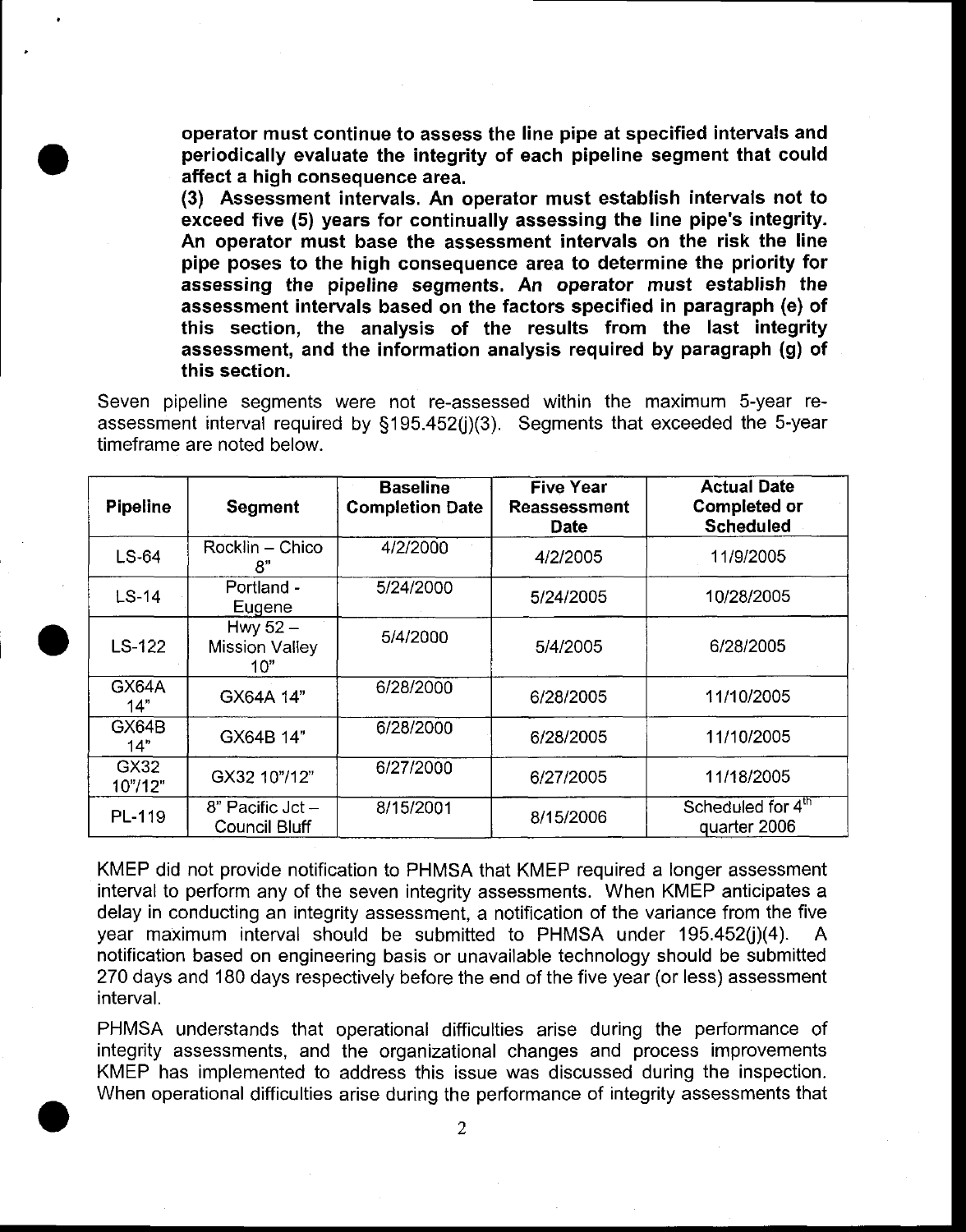**operator must continue to assess the line pipe at specified intervals and periodically evaluate the integrity of each pipeline segment that could affect a high consequence area.**

**(3) Assessment intervals. An operator must establish intervals not to exceed five (5) years for continually assessing the line pipe's integrity. An operator must base the assessment intervals on the risk the line pipe poses to the high consequence area to determine the priority for assessing the pipeline segments. An operator must establish the assessment intervals based on the factors specified in paragraph (e) of this section, the analysis of the results from the last integrity assessment, and the information analysis required by paragraph (g) of this section.**

Seven pipeline segments were not re-assessed within the maximum 5-year re-assessment interval required by §195.452(j)(3). Segments that exceeded the 5-year timeframe are noted below.

| Pipeline | Segment | Baseline Completion Date | Five Year Reassessment Date | Actual Date Completed or Scheduled |
|---|---|---|---|---|
| LS-64 | Rocklin – Chico 8" | 4/2/2000 | 4/2/2005 | 11/9/2005 |
| LS-14 | Portland - Eugene | 5/24/2000 | 5/24/2005 | 10/28/2005 |
| LS-122 | Hwy 52 – Mission Valley 10" | 5/4/2000 | 5/4/2005 | 6/28/2005 |
| GX64A 14" | GX64A 14" | 6/28/2000 | 6/28/2005 | 11/10/2005 |
| GX64B 14" | GX64B 14" | 6/28/2000 | 6/28/2005 | 11/10/2005 |
| GX32 10"/12" | GX32 10"/12" | 6/27/2000 | 6/27/2005 | 11/18/2005 |
| PL-119 | 8" Pacific Jct – Council Bluff | 8/15/2001 | 8/15/2006 | Scheduled for 4th quarter 2006 |

KMEP did not provide notification to PHMSA that KMEP required a longer assessment interval to perform any of the seven integrity assessments. When KMEP anticipates a delay in conducting an integrity assessment, a notification of the variance from the five year maximum interval should be submitted to PHMSA under 195.452(j)(4). A notification based on engineering basis or unavailable technology should be submitted 270 days and 180 days respectively before the end of the five year (or less) assessment interval.

PHMSA understands that operational difficulties arise during the performance of integrity assessments, and the organizational changes and process improvements KMEP has implemented to address this issue was discussed during the inspection. When operational difficulties arise during the performance of integrity assessments that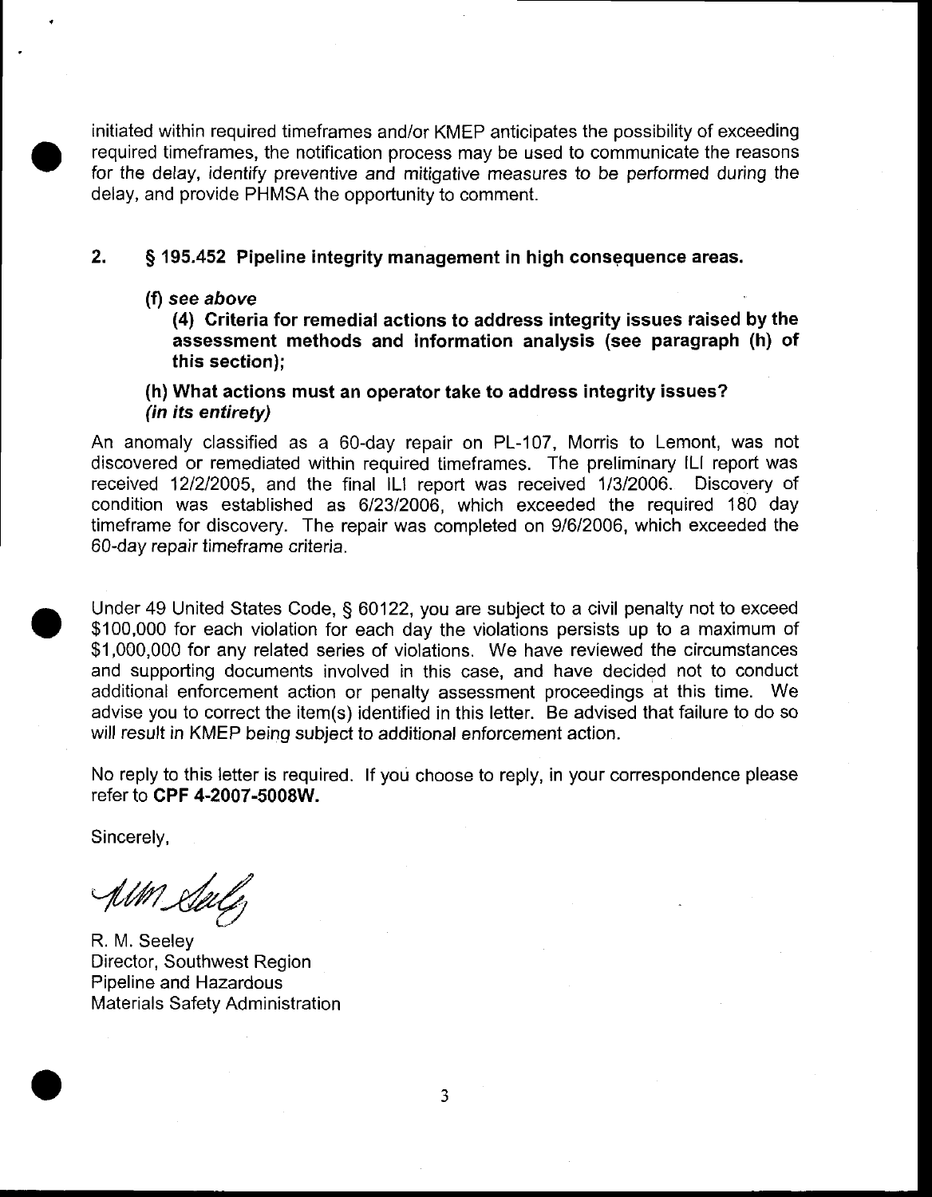initiated within required timeframes and/or KMEP anticipates the possibility of exceeding required timeframes, the notification process may be used to communicate the reasons for the delay, identify preventive and mitigative measures to be performed during the delay, and provide PHMSA the opportunity to comment.

**2. § 195.452 Pipeline integrity management in high consequence areas.**

**(f)** ***see above***

**(4) Criteria for remedial actions to address integrity issues raised by the assessment methods and information analysis (see paragraph (h) of this section);**

**(h) What actions must an operator take to address integrity issues?** ***(in its entirety)***

An anomaly classified as a 60-day repair on PL-107, Morris to Lemont, was not discovered or remediated within required timeframes. The preliminary ILI report was received 12/2/2005, and the final ILI report was received 1/3/2006. Discovery of condition was established as 6/23/2006, which exceeded the required 180 day timeframe for discovery. The repair was completed on 9/6/2006, which exceeded the 60-day repair timeframe criteria.

Under 49 United States Code, § 60122, you are subject to a civil penalty not to exceed $100,000 for each violation for each day the violations persists up to a maximum of $1,000,000 for any related series of violations. We have reviewed the circumstances and supporting documents involved in this case, and have decided not to conduct additional enforcement action or penalty assessment proceedings at this time. We advise you to correct the item(s) identified in this letter. Be advised that failure to do so will result in KMEP being subject to additional enforcement action.

No reply to this letter is required. If you choose to reply, in your correspondence please refer to **CPF 4-2007-5008W.**

Sincerely,

R. M. Seeley
Director, Southwest Region
Pipeline and Hazardous
Materials Safety Administration